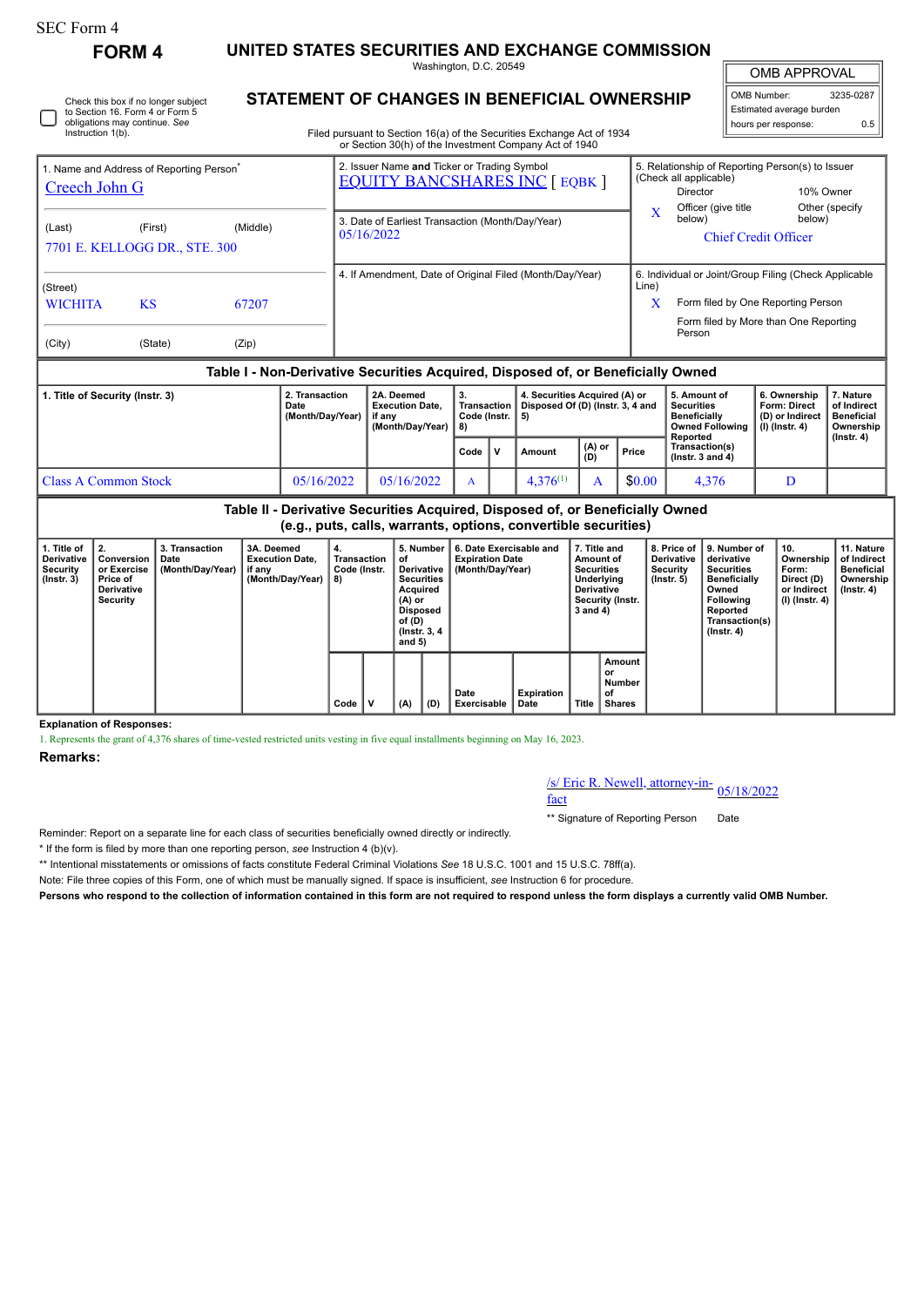SEC Form 4

# FORM 4

## UNITED STATES SECURITIES AND EXCHANGE COMMISSION

Washington, D.C. 20549

## STATEMENT OF CHANGES IN BENEFICIAL OWNERSHIP

Filed pursuant to Section 16(a) of the Securities Exchange Act of 1934 or Section 30(h) of the Investment Company Act of 1940

| OMB APPROVAL | |
|---|---|
| OMB Number: | 3235-0287 |
| Estimated average burden | |
| hours per response: | 0.5 |

☐ Check this box if no longer subject to Section 16. Form 4 or Form 5 obligations may continue. *See* Instruction 1(b).

| 1. Name and Address of Reporting Person* | 2. Issuer Name **and** Ticker or Trading Symbol | 5. Relationship of Reporting Person(s) to Issuer (Check all applicable) |
|---|---|---|
| Creech John G | EQUITY BANCSHARES INC [ EQBK ] | Director / 10% Owner |
| (Last) (First) (Middle) | 3. Date of Earliest Transaction (Month/Day/Year) | X Officer (give title below) / Other (specify below) |
| 7701 E. KELLOGG DR., STE. 300 | 05/16/2022 | Chief Credit Officer |
| (Street) | 4. If Amendment, Date of Original Filed (Month/Day/Year) | 6. Individual or Joint/Group Filing (Check Applicable Line) |
| WICHITA KS 67207 | | X Form filed by One Reporting Person |
| (City) (State) (Zip) | | Form filed by More than One Reporting Person |

### Table I - Non-Derivative Securities Acquired, Disposed of, or Beneficially Owned

| 1. Title of Security (Instr. 3) | 2. Transaction Date (Month/Day/Year) | 2A. Deemed Execution Date, if any (Month/Day/Year) | 3. Transaction Code (Instr. 8) | | 4. Securities Acquired (A) or Disposed Of (D) (Instr. 3, 4 and 5) | | | 5. Amount of Securities Beneficially Owned Following Reported Transaction(s) (Instr. 3 and 4) | 6. Ownership Form: Direct (D) or Indirect (I) (Instr. 4) | 7. Nature of Indirect Beneficial Ownership (Instr. 4) |
|---|---|---|---|---|---|---|---|---|---|---|
| | | | Code | V | Amount | (A) or (D) | Price | | | |
| Class A Common Stock | 05/16/2022 | 05/16/2022 | A | | 4,376[1] | A | $0.00 | 4,376 | D | |

### Table II - Derivative Securities Acquired, Disposed of, or Beneficially Owned (e.g., puts, calls, warrants, options, convertible securities)

| 1. Title of Derivative Security (Instr. 3) | 2. Conversion or Exercise Price of Derivative Security | 3. Transaction Date (Month/Day/Year) | 3A. Deemed Execution Date, if any (Month/Day/Year) | 4. Transaction Code (Instr. 8) | | 5. Number of Derivative Securities Acquired (A) or Disposed of (D) (Instr. 3, 4 and 5) | | 6. Date Exercisable and Expiration Date (Month/Day/Year) | | 7. Title and Amount of Securities Underlying Derivative Security (Instr. 3 and 4) | | 8. Price of Derivative Security (Instr. 5) | 9. Number of derivative Securities Beneficially Owned Following Reported Transaction(s) (Instr. 4) | 10. Ownership Form: Direct (D) or Indirect (I) (Instr. 4) | 11. Nature of Indirect Beneficial Ownership (Instr. 4) |
|---|---|---|---|---|---|---|---|---|---|---|---|---|---|---|---|
| | | | | Code | V | (A) | (D) | Date Exercisable | Expiration Date | Title | Amount or Number of Shares | | | | |

**Explanation of Responses:**

1. Represents the grant of 4,376 shares of time-vested restricted units vesting in five equal installments beginning on May 16, 2023.

**Remarks:**

/s/ Eric R. Newell, attorney-in-fact — 05/18/2022

** Signature of Reporting Person — Date

Reminder: Report on a separate line for each class of securities beneficially owned directly or indirectly.

* If the form is filed by more than one reporting person, *see* Instruction 4 (b)(v).

** Intentional misstatements or omissions of facts constitute Federal Criminal Violations *See* 18 U.S.C. 1001 and 15 U.S.C. 78ff(a).

Note: File three copies of this Form, one of which must be manually signed. If space is insufficient, *see* Instruction 6 for procedure.

**Persons who respond to the collection of information contained in this form are not required to respond unless the form displays a currently valid OMB Number.**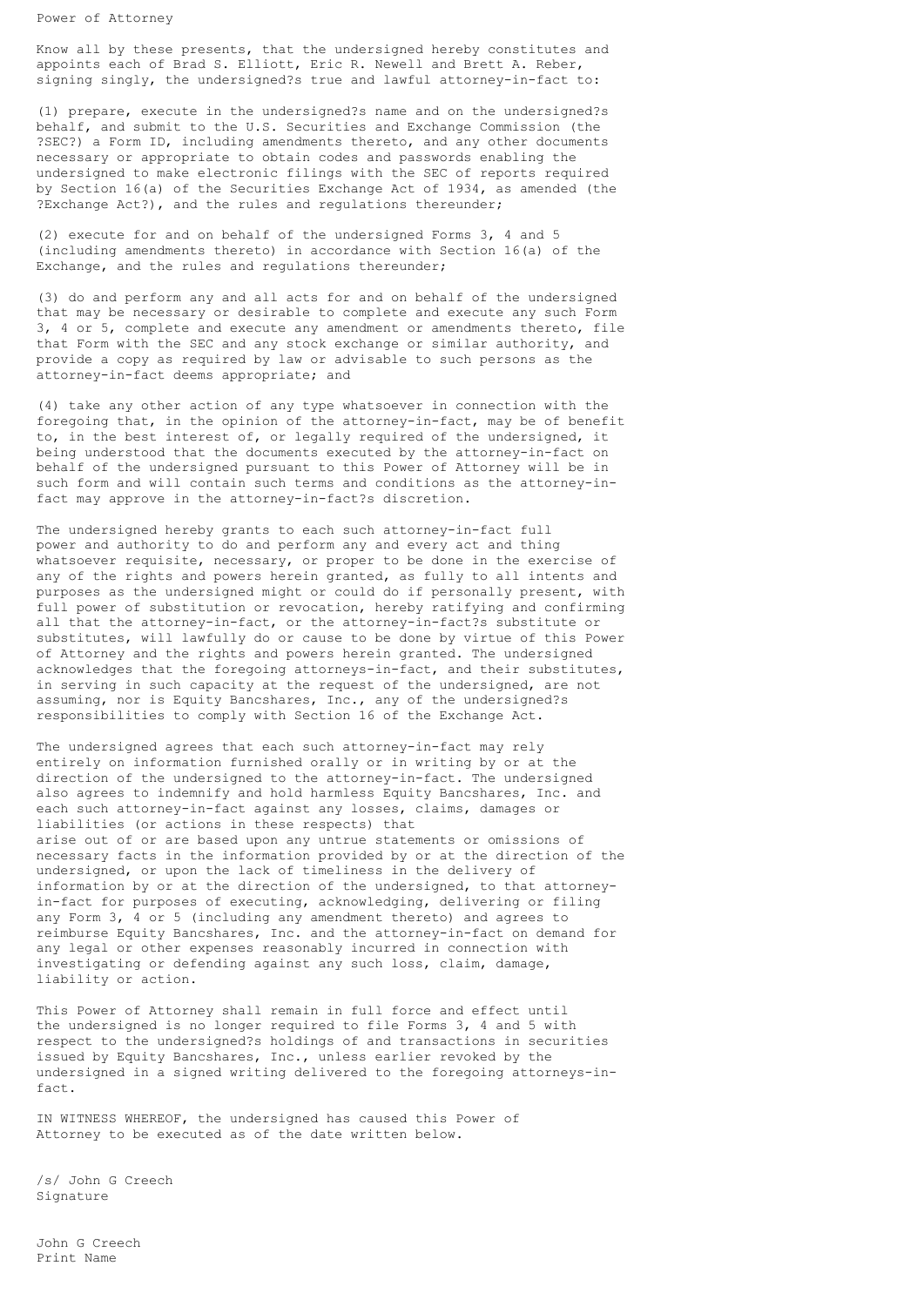Power of Attorney

Know all by these presents, that the undersigned hereby constitutes and appoints each of Brad S. Elliott, Eric R. Newell and Brett A. Reber, signing singly, the undersigned?s true and lawful attorney-in-fact to:

(1) prepare, execute in the undersigned?s name and on the undersigned?s behalf, and submit to the U.S. Securities and Exchange Commission (the ?SEC?) a Form ID, including amendments thereto, and any other documents necessary or appropriate to obtain codes and passwords enabling the undersigned to make electronic filings with the SEC of reports required by Section 16(a) of the Securities Exchange Act of 1934, as amended (the ?Exchange Act?), and the rules and regulations thereunder;

(2) execute for and on behalf of the undersigned Forms 3, 4 and 5 (including amendments thereto) in accordance with Section 16(a) of the Exchange, and the rules and regulations thereunder;

(3) do and perform any and all acts for and on behalf of the undersigned that may be necessary or desirable to complete and execute any such Form 3, 4 or 5, complete and execute any amendment or amendments thereto, file that Form with the SEC and any stock exchange or similar authority, and provide a copy as required by law or advisable to such persons as the attorney-in-fact deems appropriate; and

(4) take any other action of any type whatsoever in connection with the foregoing that, in the opinion of the attorney-in-fact, may be of benefit to, in the best interest of, or legally required of the undersigned, it being understood that the documents executed by the attorney-in-fact on behalf of the undersigned pursuant to this Power of Attorney will be in such form and will contain such terms and conditions as the attorney-in-fact may approve in the attorney-in-fact?s discretion.

The undersigned hereby grants to each such attorney-in-fact full power and authority to do and perform any and every act and thing whatsoever requisite, necessary, or proper to be done in the exercise of any of the rights and powers herein granted, as fully to all intents and purposes as the undersigned might or could do if personally present, with full power of substitution or revocation, hereby ratifying and confirming all that the attorney-in-fact, or the attorney-in-fact?s substitute or substitutes, will lawfully do or cause to be done by virtue of this Power of Attorney and the rights and powers herein granted. The undersigned acknowledges that the foregoing attorneys-in-fact, and their substitutes, in serving in such capacity at the request of the undersigned, are not assuming, nor is Equity Bancshares, Inc., any of the undersigned?s responsibilities to comply with Section 16 of the Exchange Act.

The undersigned agrees that each such attorney-in-fact may rely entirely on information furnished orally or in writing by or at the direction of the undersigned to the attorney-in-fact. The undersigned also agrees to indemnify and hold harmless Equity Bancshares, Inc. and each such attorney-in-fact against any losses, claims, damages or liabilities (or actions in these respects) that arise out of or are based upon any untrue statements or omissions of necessary facts in the information provided by or at the direction of the undersigned, or upon the lack of timeliness in the delivery of information by or at the direction of the undersigned, to that attorney-in-fact for purposes of executing, acknowledging, delivering or filing any Form 3, 4 or 5 (including any amendment thereto) and agrees to reimburse Equity Bancshares, Inc. and the attorney-in-fact on demand for any legal or other expenses reasonably incurred in connection with investigating or defending against any such loss, claim, damage, liability or action.

This Power of Attorney shall remain in full force and effect until the undersigned is no longer required to file Forms 3, 4 and 5 with respect to the undersigned?s holdings of and transactions in securities issued by Equity Bancshares, Inc., unless earlier revoked by the undersigned in a signed writing delivered to the foregoing attorneys-in-fact.

IN WITNESS WHEREOF, the undersigned has caused this Power of Attorney to be executed as of the date written below.

/s/ John G Creech
Signature

John G Creech
Print Name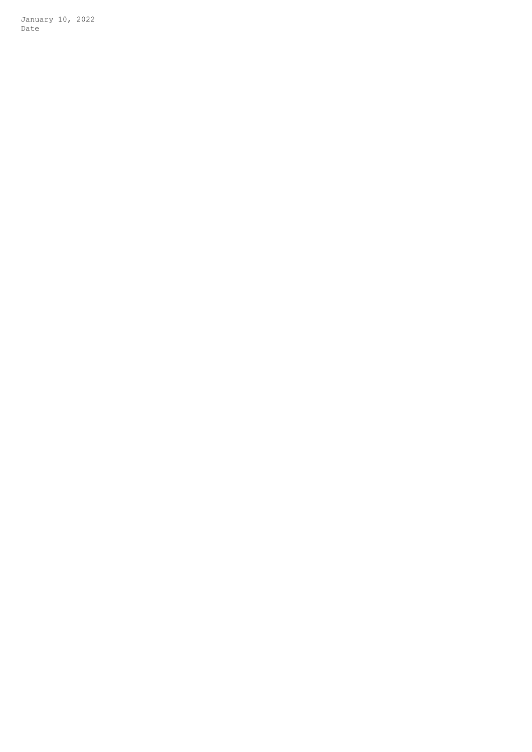January 10, 2022
Date